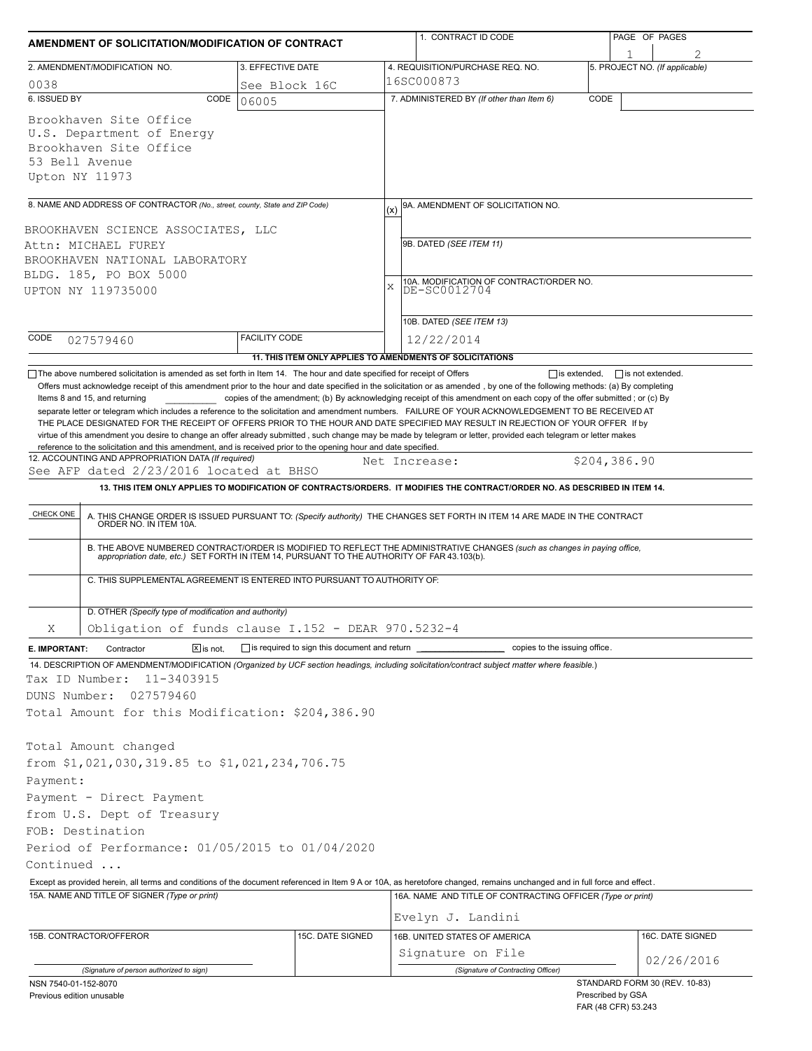# AMENDMENT OF SOLICITATION/MODIFICATION OF CONTRACT

| 1. CONTRACT ID CODE | PAGE OF PAGES |
|---|---|
| | 1 of 2 |

| 2. AMENDMENT/MODIFICATION NO. | 3. EFFECTIVE DATE | 4. REQUISITION/PURCHASE REQ. NO. | 5. PROJECT NO. (If applicable) |
|---|---|---|---|
| 0038 | See Block 16C | 16SC000873 | |

**6. ISSUED BY** CODE 06005

Brookhaven Site Office
U.S. Department of Energy
Brookhaven Site Office
53 Bell Avenue
Upton NY 11973

**7. ADMINISTERED BY** (If other than Item 6) CODE

**8. NAME AND ADDRESS OF CONTRACTOR** (No., street, county, State and ZIP Code)

BROOKHAVEN SCIENCE ASSOCIATES, LLC
Attn: MICHAEL FUREY
BROOKHAVEN NATIONAL LABORATORY
BLDG. 185, PO BOX 5000
UPTON NY 119735000

CODE 027579460 | FACILITY CODE

(x) 9A. AMENDMENT OF SOLICITATION NO.

9B. DATED (SEE ITEM 11)

X 10A. MODIFICATION OF CONTRACT/ORDER NO.
DE-SC0012704

10B. DATED (SEE ITEM 13)
12/22/2014

**11. THIS ITEM ONLY APPLIES TO AMENDMENTS OF SOLICITATIONS**

☐ The above numbered solicitation is amended as set forth in Item 14. The hour and date specified for receipt of Offers ☐ is extended, ☐ is not extended.

Offers must acknowledge receipt of this amendment prior to the hour and date specified in the solicitation or as amended , by one of the following methods: (a) By completing Items 8 and 15, and returning __________ copies of the amendment; (b) By acknowledging receipt of this amendment on each copy of the offer submitted ; or (c) By separate letter or telegram which includes a reference to the solicitation and amendment numbers. FAILURE OF YOUR ACKNOWLEDGEMENT TO BE RECEIVED AT THE PLACE DESIGNATED FOR THE RECEIPT OF OFFERS PRIOR TO THE HOUR AND DATE SPECIFIED MAY RESULT IN REJECTION OF YOUR OFFER If by virtue of this amendment you desire to change an offer already submitted , such change may be made by telegram or letter, provided each telegram or letter makes reference to the solicitation and this amendment, and is received prior to the opening hour and date specified.

**12. ACCOUNTING AND APPROPRIATION DATA** (If required)
See AFP dated 2/23/2016 located at BHSO    Net Increase:    $204,386.90

**13. THIS ITEM ONLY APPLIES TO MODIFICATION OF CONTRACTS/ORDERS. IT MODIFIES THE CONTRACT/ORDER NO. AS DESCRIBED IN ITEM 14.**

| CHECK ONE | |
|---|---|
| | A. THIS CHANGE ORDER IS ISSUED PURSUANT TO: (Specify authority) THE CHANGES SET FORTH IN ITEM 14 ARE MADE IN THE CONTRACT ORDER NO. IN ITEM 10A. |
| | B. THE ABOVE NUMBERED CONTRACT/ORDER IS MODIFIED TO REFLECT THE ADMINISTRATIVE CHANGES (such as changes in paying office, appropriation date, etc.) SET FORTH IN ITEM 14, PURSUANT TO THE AUTHORITY OF FAR 43.103(b). |
| | C. THIS SUPPLEMENTAL AGREEMENT IS ENTERED INTO PURSUANT TO AUTHORITY OF: |
| X | D. OTHER (Specify type of modification and authority) Obligation of funds clause I.152 - DEAR 970.5232-4 |

**E. IMPORTANT:** Contractor ☒ is not, ☐ is required to sign this document and return __________ copies to the issuing office.

**14. DESCRIPTION OF AMENDMENT/MODIFICATION** (Organized by UCF section headings, including solicitation/contract subject matter where feasible.)

Tax ID Number: 11-3403915
DUNS Number: 027579460
Total Amount for this Modification: $204,386.90

Total Amount changed
from $1,021,030,319.85 to $1,021,234,706.75
Payment:
Payment - Direct Payment
from U.S. Dept of Treasury
FOB: Destination
Period of Performance: 01/05/2015 to 01/04/2020
Continued ...

Except as provided herein, all terms and conditions of the document referenced in Item 9 A or 10A, as heretofore changed, remains unchanged and in full force and effect.

| 15A. NAME AND TITLE OF SIGNER (Type or print) | | 16A. NAME AND TITLE OF CONTRACTING OFFICER (Type or print) | |
|---|---|---|---|
| | | Evelyn J. Landini | |
| **15B. CONTRACTOR/OFFEROR** | **15C. DATE SIGNED** | **16B. UNITED STATES OF AMERICA** | **16C. DATE SIGNED** |
| (Signature of person authorized to sign) | | Signature on File (Signature of Contracting Officer) | 02/26/2016 |

NSN 7540-01-152-8070
Previous edition unusable

STANDARD FORM 30 (REV. 10-83)
Prescribed by GSA
FAR (48 CFR) 53.243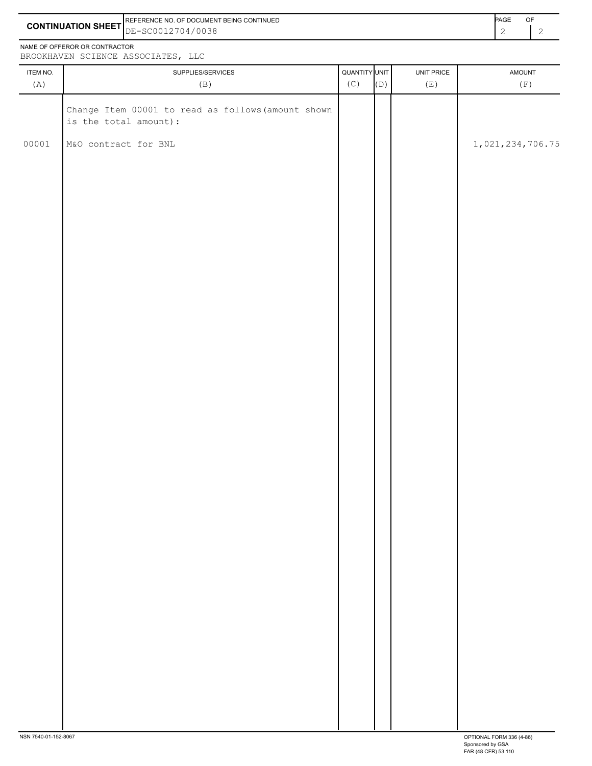**CONTINUATION SHEET**

REFERENCE NO. OF DOCUMENT BEING CONTINUED
DE-SC0012704/0038

NAME OF OFFEROR OR CONTRACTOR
BROOKHAVEN SCIENCE ASSOCIATES, LLC

| ITEM NO. (A) | SUPPLIES/SERVICES (B) | QUANTITY (C) | UNIT (D) | UNIT PRICE (E) | AMOUNT (F) |
|---|---|---|---|---|---|
| | Change Item 00001 to read as follows(amount shown is the total amount): | | | | |
| 00001 | M&O contract for BNL | | | | 1,021,234,706.75 |

NSN 7540-01-152-8067

OPTIONAL FORM 336 (4-86)
Sponsored by GSA
FAR (48 CFR) 53.110